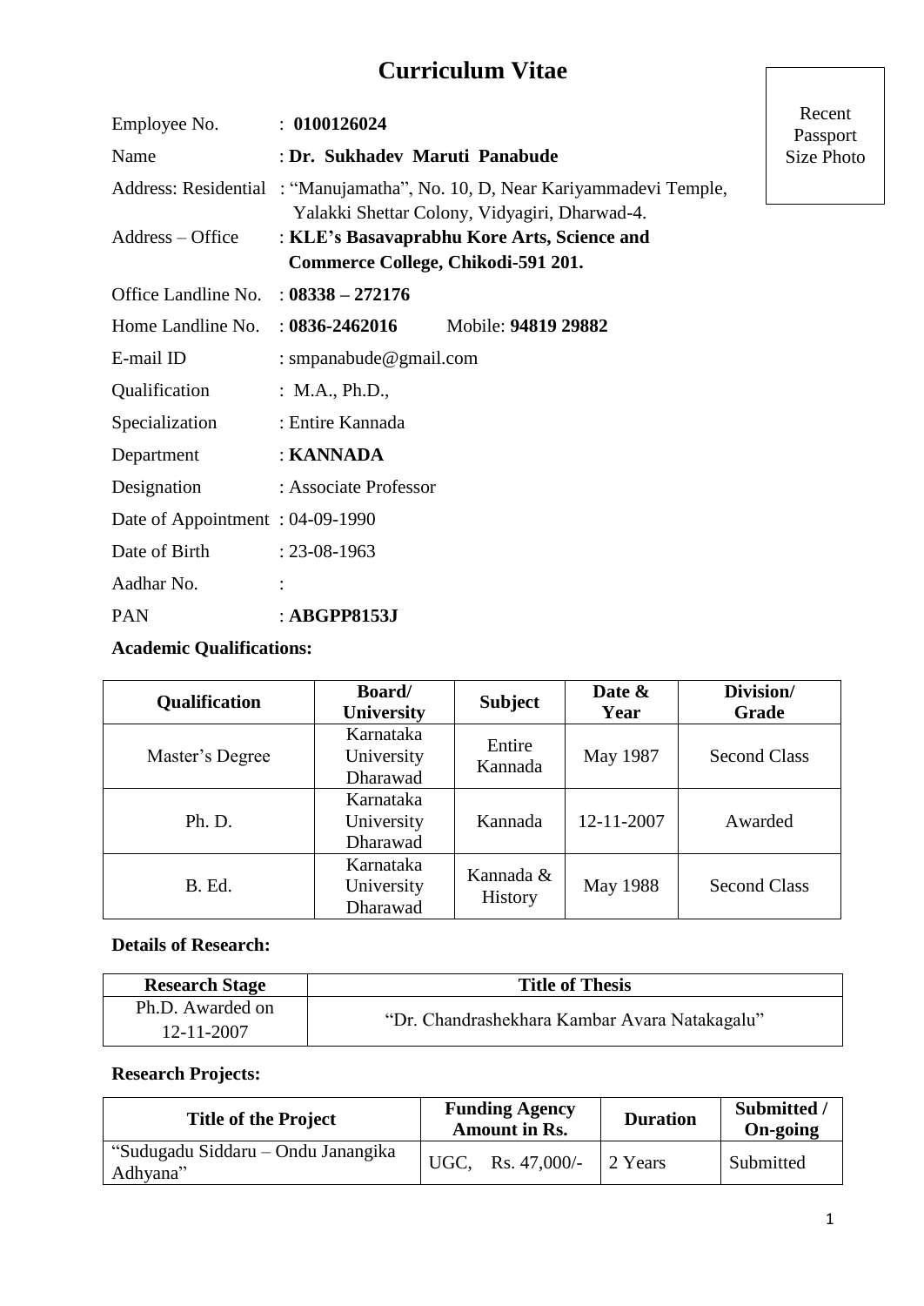# Curriculum Vitae

Recent Passport Size Photo

Employee No. : **0100126024**

Name : **Dr. Sukhadev Maruti Panabude**

Address: Residential : "Manujamatha", No. 10, D, Near Kariyammadevi Temple, Yalakki Shettar Colony, Vidyagiri, Dharwad-4.

Address – Office : **KLE's Basavaprabhu Kore Arts, Science and Commerce College, Chikodi-591 201.**

Office Landline No. : **08338 – 272176**

Home Landline No. : **0836-2462016** Mobile: **94819 29882**

E-mail ID : smpanabude@gmail.com

Qualification : M.A., Ph.D.,

Specialization : Entire Kannada

Department : **KANNADA**

Designation : Associate Professor

Date of Appointment : 04-09-1990

Date of Birth : 23-08-1963

Aadhar No. :

PAN : **ABGPP8153J**

**Academic Qualifications:**

| Qualification | Board/ University | Subject | Date & Year | Division/ Grade |
|---|---|---|---|---|
| Master's Degree | Karnataka University Dharawad | Entire Kannada | May 1987 | Second Class |
| Ph. D. | Karnataka University Dharawad | Kannada | 12-11-2007 | Awarded |
| B. Ed. | Karnataka University Dharawad | Kannada & History | May 1988 | Second Class |

**Details of Research:**

| Research Stage | Title of Thesis |
|---|---|
| Ph.D. Awarded on 12-11-2007 | "Dr. Chandrashekhara Kambar Avara Natakagalu" |

**Research Projects:**

| Title of the Project | Funding Agency Amount in Rs. | Duration | Submitted / On-going |
|---|---|---|---|
| "Sudugadu Siddaru – Ondu Janangika Adhyana" | UGC, Rs. 47,000/- | 2 Years | Submitted |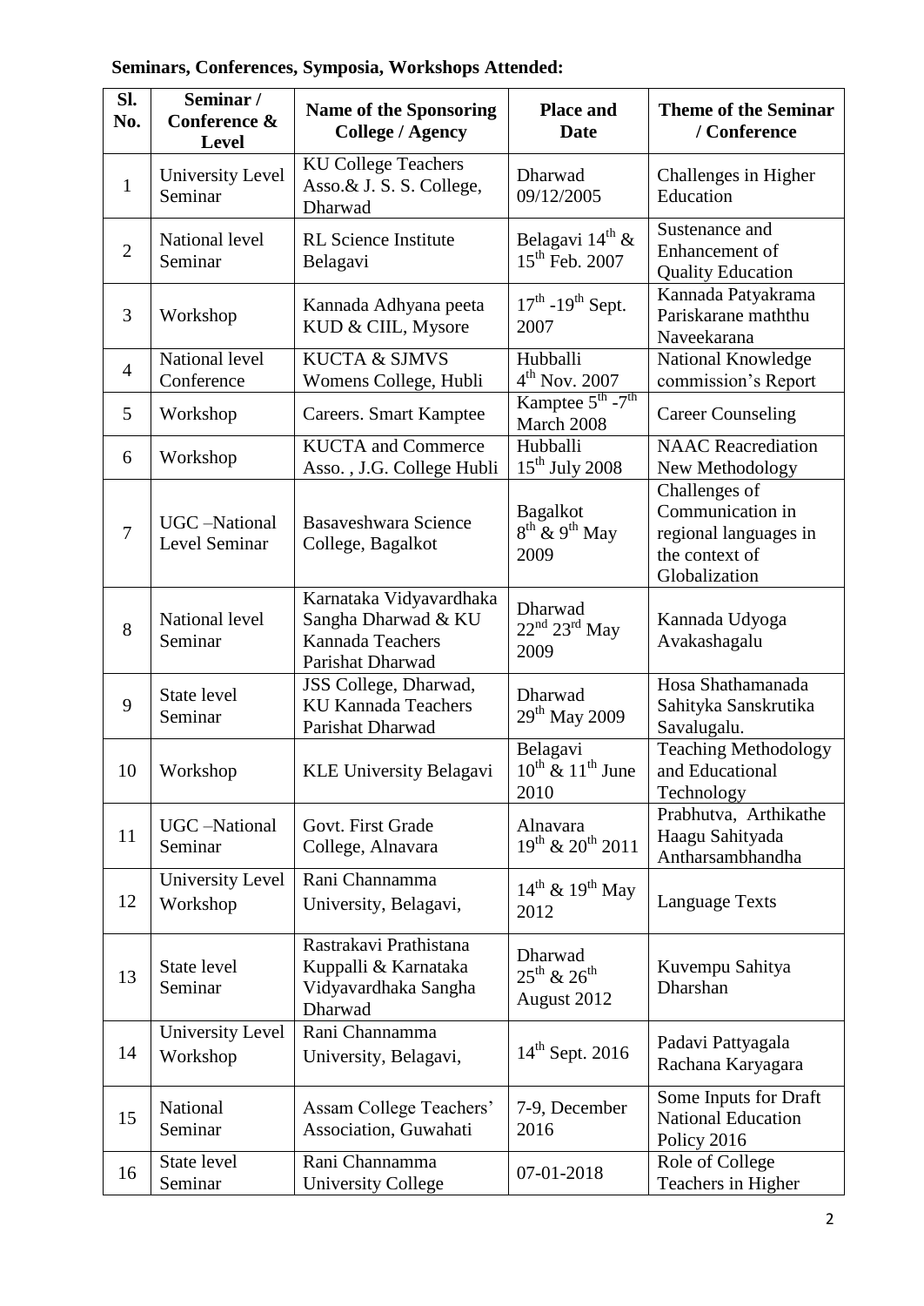**Seminars, Conferences, Symposia, Workshops Attended:**

| Sl. No. | Seminar / Conference & Level | Name of the Sponsoring College / Agency | Place and Date | Theme of the Seminar / Conference |
|---|---|---|---|---|
| 1 | University Level Seminar | KU College Teachers Asso.& J. S. S. College, Dharwad | Dharwad 09/12/2005 | Challenges in Higher Education |
| 2 | National level Seminar | RL Science Institute Belagavi | Belagavi 14th & 15th Feb. 2007 | Sustenance and Enhancement of Quality Education |
| 3 | Workshop | Kannada Adhyana peeta KUD & CIIL, Mysore | 17th -19th Sept. 2007 | Kannada Patyakrama Pariskarane maththu Naveekarana |
| 4 | National level Conference | KUCTA & SJMVS Womens College, Hubli | Hubballi 4th Nov. 2007 | National Knowledge commission's Report |
| 5 | Workshop | Careers. Smart Kamptee | Kamptee 5th -7th March 2008 | Career Counseling |
| 6 | Workshop | KUCTA and Commerce Asso. , J.G. College Hubli | Hubballi 15th July 2008 | NAAC Reacrediation New Methodology |
| 7 | UGC –National Level Seminar | Basaveshwara Science College, Bagalkot | Bagalkot 8th & 9th May 2009 | Challenges of Communication in regional languages in the context of Globalization |
| 8 | National level Seminar | Karnataka Vidyavardhaka Sangha Dharwad & KU Kannada Teachers Parishat Dharwad | Dharwad 22nd 23rd May 2009 | Kannada Udyoga Avakashagalu |
| 9 | State level Seminar | JSS College, Dharwad, KU Kannada Teachers Parishat Dharwad | Dharwad 29th May 2009 | Hosa Shathamanada Sahityka Sanskrutika Savalugalu. |
| 10 | Workshop | KLE University Belagavi | Belagavi 10th & 11th June 2010 | Teaching Methodology and Educational Technology |
| 11 | UGC –National Seminar | Govt. First Grade College, Alnavara | Alnavara 19th & 20th 2011 | Prabhutva, Arthikathe Haagu Sahityada Antharsambhandha |
| 12 | University Level Workshop | Rani Channamma University, Belagavi, | 14th & 19th May 2012 | Language Texts |
| 13 | State level Seminar | Rastrakavi Prathistana Kuppalli & Karnataka Vidyavardhaka Sangha Dharwad | Dharwad 25th & 26th August 2012 | Kuvempu Sahitya Dharshan |
| 14 | University Level Workshop | Rani Channamma University, Belagavi, | 14th Sept. 2016 | Padavi Pattyagala Rachana Karyagara |
| 15 | National Seminar | Assam College Teachers' Association, Guwahati | 7-9, December 2016 | Some Inputs for Draft National Education Policy 2016 |
| 16 | State level Seminar | Rani Channamma University College | 07-01-2018 | Role of College Teachers in Higher |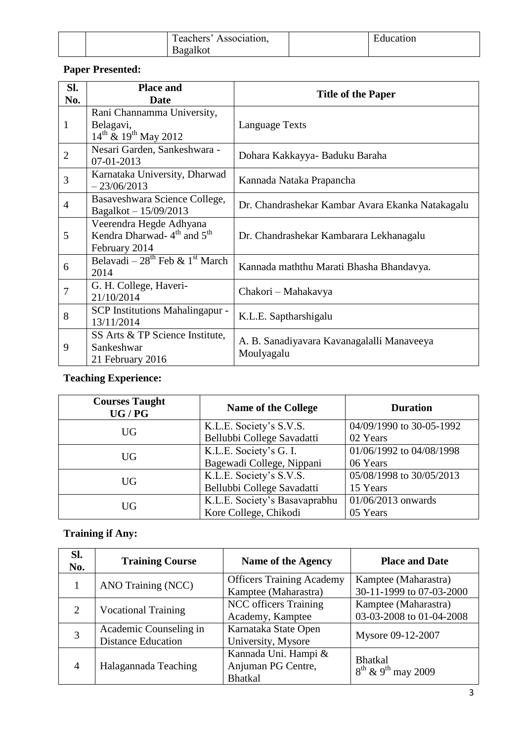|  |  | Teachers' Association, Bagalkot |  | Education |
|---|---|---|---|---|

**Paper Presented:**

| Sl. No. | Place and Date | Title of the Paper |
|---|---|---|
| 1 | Rani Channamma University, Belagavi, 14th & 19th May 2012 | Language Texts |
| 2 | Nesari Garden, Sankeshwara - 07-01-2013 | Dohara Kakkayya- Baduku Baraha |
| 3 | Karnataka University, Dharwad – 23/06/2013 | Kannada Nataka Prapancha |
| 4 | Basaveshwara Science College, Bagalkot – 15/09/2013 | Dr. Chandrashekar Kambar Avara Ekanka Natakagalu |
| 5 | Veerendra Hegde Adhyana Kendra Dharwad- 4th and 5th February 2014 | Dr. Chandrashekar Kambarara Lekhanagalu |
| 6 | Belavadi – 28th Feb & 1st March 2014 | Kannada maththu Marati Bhasha Bhandavya. |
| 7 | G. H. College, Haveri- 21/10/2014 | Chakori – Mahakavya |
| 8 | SCP Institutions Mahalingapur - 13/11/2014 | K.L.E. Saptharshigalu |
| 9 | SS Arts & TP Science Institute, Sankeshwar 21 February 2016 | A. B. Sanadiyavara Kavanagalalli Manaveeya Moulyagalu |

**Teaching Experience:**

| Courses Taught UG / PG | Name of the College | Duration |
|---|---|---|
| UG | K.L.E. Society's S.V.S. Bellubbi College Savadatti | 04/09/1990 to 30-05-1992 02 Years |
| UG | K.L.E. Society's G. I. Bagewadi College, Nippani | 01/06/1992 to 04/08/1998 06 Years |
| UG | K.L.E. Society's S.V.S. Bellubbi College Savadatti | 05/08/1998 to 30/05/2013 15 Years |
| UG | K.L.E. Society's Basavaprabhu Kore College, Chikodi | 01/06/2013 onwards 05 Years |

**Training if Any:**

| Sl. No. | Training Course | Name of the Agency | Place and Date |
|---|---|---|---|
| 1 | ANO Training (NCC) | Officers Training Academy Kamptee (Maharastra) | Kamptee (Maharastra) 30-11-1999 to 07-03-2000 |
| 2 | Vocational Training | NCC officers Training Academy, Kamptee | Kamptee (Maharastra) 03-03-2008 to 01-04-2008 |
| 3 | Academic Counseling in Distance Education | Karnataka State Open University, Mysore | Mysore 09-12-2007 |
| 4 | Halagannada Teaching | Kannada Uni. Hampi & Anjuman PG Centre, Bhatkal | Bhatkal 8th & 9th may 2009 |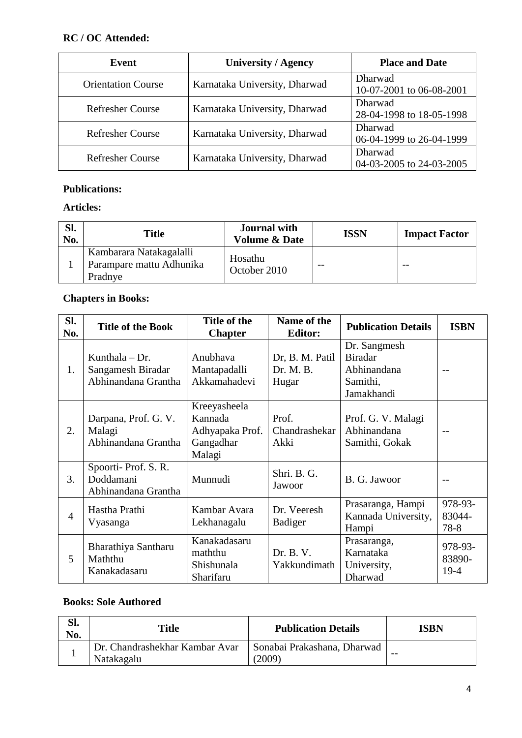**RC / OC Attended:**

| Event | University / Agency | Place and Date |
|---|---|---|
| Orientation Course | Karnataka University, Dharwad | Dharwad 10-07-2001 to 06-08-2001 |
| Refresher Course | Karnataka University, Dharwad | Dharwad 28-04-1998 to 18-05-1998 |
| Refresher Course | Karnataka University, Dharwad | Dharwad 06-04-1999 to 26-04-1999 |
| Refresher Course | Karnataka University, Dharwad | Dharwad 04-03-2005 to 24-03-2005 |

**Publications:**

**Articles:**

| Sl. No. | Title | Journal with Volume & Date | ISSN | Impact Factor |
|---|---|---|---|---|
| 1 | Kambarara Natakagalalli Parampare mattu Adhunika Pradnye | Hosathu October 2010 | -- | -- |

**Chapters in Books:**

| Sl. No. | Title of the Book | Title of the Chapter | Name of the Editor: | Publication Details | ISBN |
|---|---|---|---|---|---|
| 1. | Kunthala – Dr. Sangamesh Biradar Abhinandana Grantha | Anubhava Mantapadalli Akkamahadevi | Dr, B. M. Patil Dr. M. B. Hugar | Dr. Sangmesh Biradar Abhinandana Samithi, Jamakhandi | -- |
| 2. | Darpana, Prof. G. V. Malagi Abhinandana Grantha | Kreeyasheela Kannada Adhyapaka Prof. Gangadhar Malagi | Prof. Chandrashekar Akki | Prof. G. V. Malagi Abhinandana Samithi, Gokak | -- |
| 3. | Spoorti- Prof. S. R. Doddamani Abhinandana Grantha | Munnudi | Shri. B. G. Jawoor | B. G. Jawoor | -- |
| 4 | Hastha Prathi Vyasanga | Kambar Avara Lekhanagalu | Dr. Veeresh Badiger | Prasaranga, Hampi Kannada University, Hampi | 978-93-83044-78-8 |
| 5 | Bharathiya Santharu Maththu Kanakadasaru | Kanakadasaru maththu Shishunala Sharifaru | Dr. B. V. Yakkundimath | Prasaranga, Karnataka University, Dharwad | 978-93-83890-19-4 |

**Books: Sole Authored**

| Sl. No. | Title | Publication Details | ISBN |
|---|---|---|---|
| 1 | Dr. Chandrashekhar Kambar Avar Natakagalu | Sonabai Prakashana, Dharwad (2009) | -- |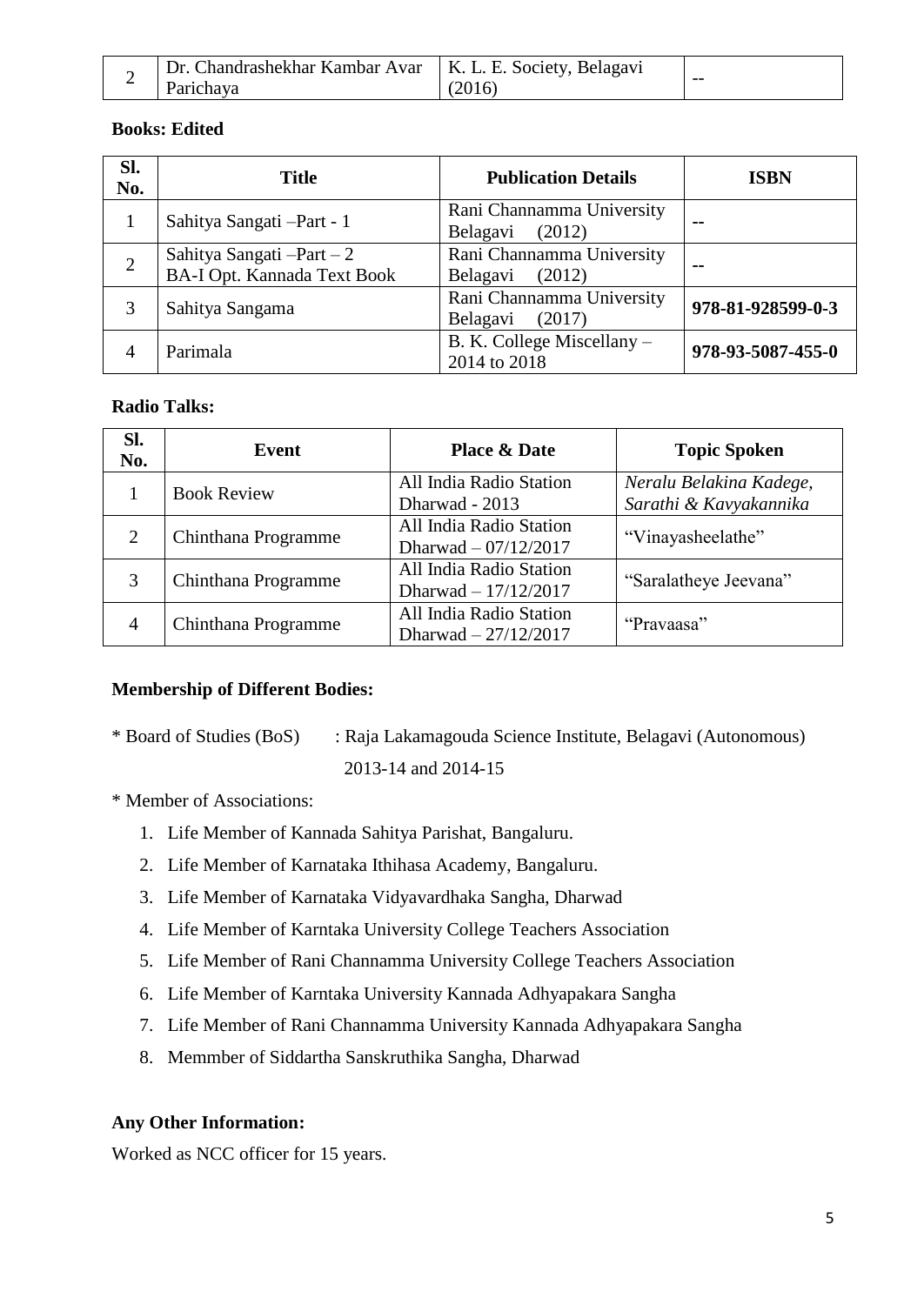| | | | |
|---|---|---|---|
| 2 | Dr. Chandrashekhar Kambar Avar Parichaya | K. L. E. Society, Belagavi (2016) | -- |

**Books: Edited**

| Sl. No. | Title | Publication Details | ISBN |
|---|---|---|---|
| 1 | Sahitya Sangati –Part - 1 | Rani Channamma University Belagavi (2012) | -- |
| 2 | Sahitya Sangati –Part – 2 BA-I Opt. Kannada Text Book | Rani Channamma University Belagavi (2012) | -- |
| 3 | Sahitya Sangama | Rani Channamma University Belagavi (2017) | **978-81-928599-0-3** |
| 4 | Parimala | B. K. College Miscellany – 2014 to 2018 | **978-93-5087-455-0** |

**Radio Talks:**

| Sl. No. | Event | Place & Date | Topic Spoken |
|---|---|---|---|
| 1 | Book Review | All India Radio Station Dharwad - 2013 | *Neralu Belakina Kadege, Sarathi & Kavyakannika* |
| 2 | Chinthana Programme | All India Radio Station Dharwad – 07/12/2017 | "Vinayasheelathe" |
| 3 | Chinthana Programme | All India Radio Station Dharwad – 17/12/2017 | "Saralatheye Jeevana" |
| 4 | Chinthana Programme | All India Radio Station Dharwad – 27/12/2017 | "Pravaasa" |

**Membership of Different Bodies:**

* Board of Studies (BoS) : Raja Lakamagouda Science Institute, Belagavi (Autonomous) 2013-14 and 2014-15

* Member of Associations:

1. Life Member of Kannada Sahitya Parishat, Bangaluru.
2. Life Member of Karnataka Ithihasa Academy, Bangaluru.
3. Life Member of Karnataka Vidyavardhaka Sangha, Dharwad
4. Life Member of Karntaka University College Teachers Association
5. Life Member of Rani Channamma University College Teachers Association
6. Life Member of Karntaka University Kannada Adhyapakara Sangha
7. Life Member of Rani Channamma University Kannada Adhyapakara Sangha
8. Memmber of Siddartha Sanskruthika Sangha, Dharwad

**Any Other Information:**

Worked as NCC officer for 15 years.